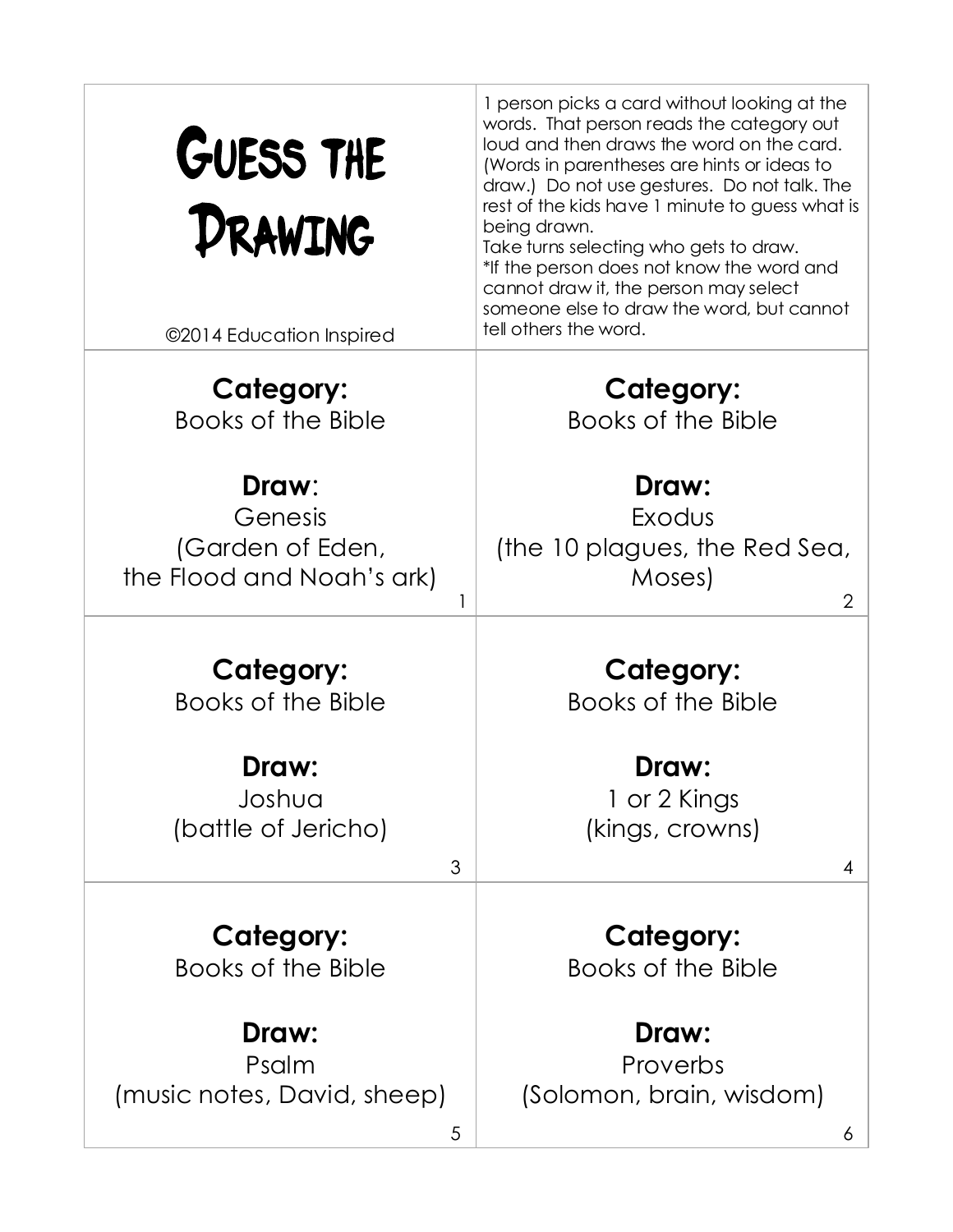# Guess the Drawing

©2014 Education Inspired

1 person picks a card without looking at the words. That person reads the category out loud and then draws the word on the card. (Words in parentheses are hints or ideas to draw.) Do not use gestures. Do not talk. The rest of the kids have 1 minute to guess what is being drawn.
Take turns selecting who gets to draw.
*If the person does not know the word and cannot draw it, the person may select someone else to draw the word, but cannot tell others the word.

---

**Category:**
Books of the Bible

**Draw**:
Genesis
(Garden of Eden,
the Flood and Noah's ark)

1

---

**Category:**
Books of the Bible

**Draw:**
Exodus
(the 10 plagues, the Red Sea,
Moses)

2

---

**Category:**
Books of the Bible

**Draw:**
Joshua
(battle of Jericho)

3

---

**Category:**
Books of the Bible

**Draw:**
1 or 2 Kings
(kings, crowns)

4

---

**Category:**
Books of the Bible

**Draw:**
Psalm
(music notes, David, sheep)

5

---

**Category:**
Books of the Bible

**Draw:**
Proverbs
(Solomon, brain, wisdom)

6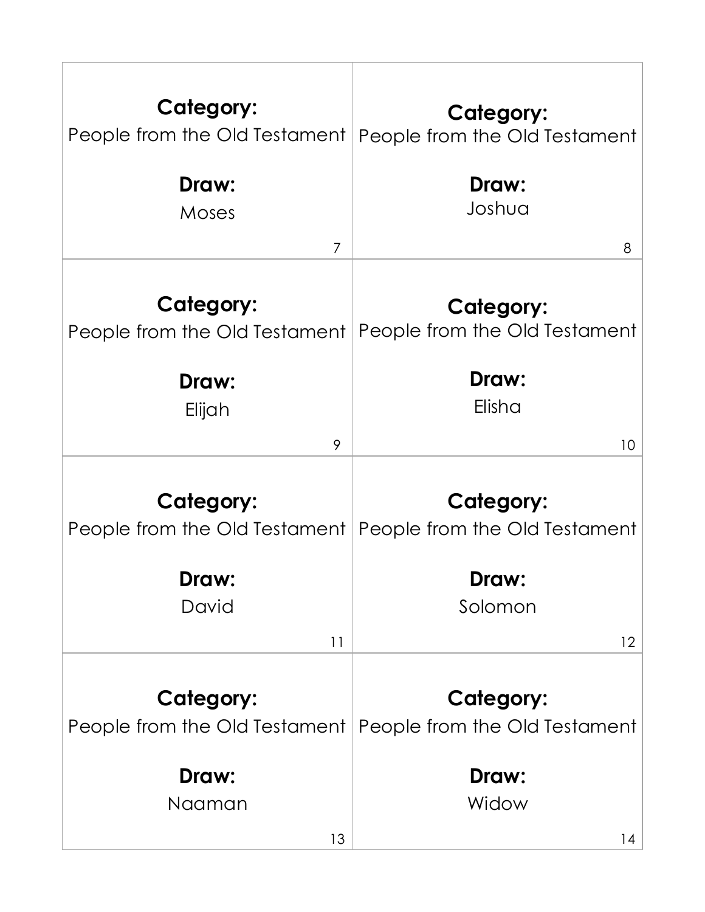**Category:**
People from the Old Testament

**Draw:**
Moses

7

**Category:**
People from the Old Testament

**Draw:**
Joshua

8

**Category:**
People from the Old Testament

**Draw:**
Elijah

9

**Category:**
People from the Old Testament

**Draw:**
Elisha

10

**Category:**
People from the Old Testament

**Draw:**
David

11

**Category:**
People from the Old Testament

**Draw:**
Solomon

12

**Category:**
People from the Old Testament

**Draw:**
Naaman

13

**Category:**
People from the Old Testament

**Draw:**
Widow

14